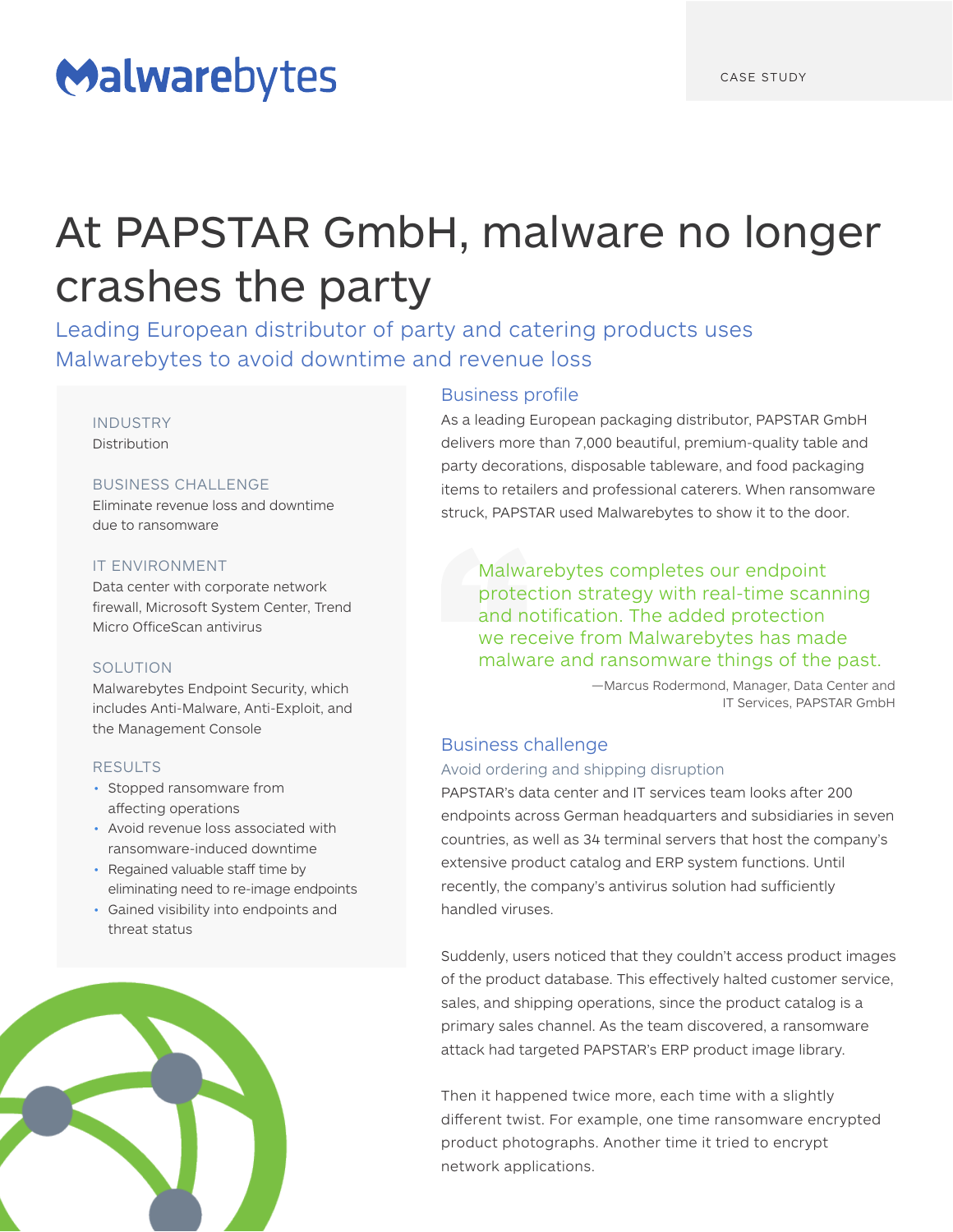Malwarebytes

CASE STUDY

# At PAPSTAR GmbH, malware no longer crashes the party

## Leading European distributor of party and catering products uses Malwarebytes to avoid downtime and revenue loss

**INDUSTRY**
Distribution

**BUSINESS CHALLENGE**
Eliminate revenue loss and downtime due to ransomware

**IT ENVIRONMENT**
Data center with corporate network firewall, Microsoft System Center, Trend Micro OfficeScan antivirus

**SOLUTION**
Malwarebytes Endpoint Security, which includes Anti-Malware, Anti-Exploit, and the Management Console

**RESULTS**

- Stopped ransomware from affecting operations
- Avoid revenue loss associated with ransomware-induced downtime
- Regained valuable staff time by eliminating need to re-image endpoints
- Gained visibility into endpoints and threat status

### Business profile

As a leading European packaging distributor, PAPSTAR GmbH delivers more than 7,000 beautiful, premium-quality table and party decorations, disposable tableware, and food packaging items to retailers and professional caterers. When ransomware struck, PAPSTAR used Malwarebytes to show it to the door.

> Malwarebytes completes our endpoint protection strategy with real-time scanning and notification. The added protection we receive from Malwarebytes has made malware and ransomware things of the past.
>
> —Marcus Rodermond, Manager, Data Center and IT Services, PAPSTAR GmbH

### Business challenge

#### Avoid ordering and shipping disruption

PAPSTAR's data center and IT services team looks after 200 endpoints across German headquarters and subsidiaries in seven countries, as well as 34 terminal servers that host the company's extensive product catalog and ERP system functions. Until recently, the company's antivirus solution had sufficiently handled viruses.

Suddenly, users noticed that they couldn't access product images of the product database. This effectively halted customer service, sales, and shipping operations, since the product catalog is a primary sales channel. As the team discovered, a ransomware attack had targeted PAPSTAR's ERP product image library.

Then it happened twice more, each time with a slightly different twist. For example, one time ransomware encrypted product photographs. Another time it tried to encrypt network applications.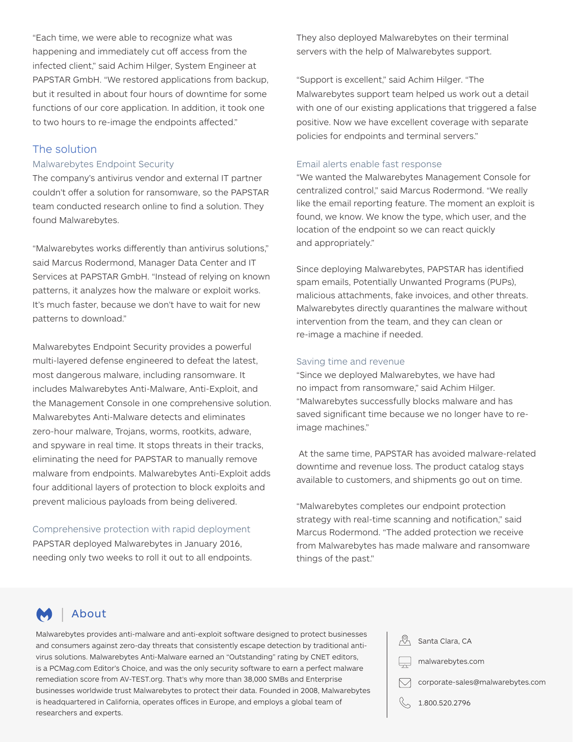"Each time, we were able to recognize what was happening and immediately cut off access from the infected client," said Achim Hilger, System Engineer at PAPSTAR GmbH. "We restored applications from backup, but it resulted in about four hours of downtime for some functions of our core application. In addition, it took one to two hours to re-image the endpoints affected."

## The solution

### Malwarebytes Endpoint Security

The company's antivirus vendor and external IT partner couldn't offer a solution for ransomware, so the PAPSTAR team conducted research online to find a solution. They found Malwarebytes.

"Malwarebytes works differently than antivirus solutions," said Marcus Rodermond, Manager Data Center and IT Services at PAPSTAR GmbH. "Instead of relying on known patterns, it analyzes how the malware or exploit works. It's much faster, because we don't have to wait for new patterns to download."

Malwarebytes Endpoint Security provides a powerful multi-layered defense engineered to defeat the latest, most dangerous malware, including ransomware. It includes Malwarebytes Anti-Malware, Anti-Exploit, and the Management Console in one comprehensive solution. Malwarebytes Anti-Malware detects and eliminates zero-hour malware, Trojans, worms, rootkits, adware, and spyware in real time. It stops threats in their tracks, eliminating the need for PAPSTAR to manually remove malware from endpoints. Malwarebytes Anti-Exploit adds four additional layers of protection to block exploits and prevent malicious payloads from being delivered.

### Comprehensive protection with rapid deployment

PAPSTAR deployed Malwarebytes in January 2016, needing only two weeks to roll it out to all endpoints. They also deployed Malwarebytes on their terminal servers with the help of Malwarebytes support.

"Support is excellent," said Achim Hilger. "The Malwarebytes support team helped us work out a detail with one of our existing applications that triggered a false positive. Now we have excellent coverage with separate policies for endpoints and terminal servers."

### Email alerts enable fast response

"We wanted the Malwarebytes Management Console for centralized control," said Marcus Rodermond. "We really like the email reporting feature. The moment an exploit is found, we know. We know the type, which user, and the location of the endpoint so we can react quickly and appropriately."

Since deploying Malwarebytes, PAPSTAR has identified spam emails, Potentially Unwanted Programs (PUPs), malicious attachments, fake invoices, and other threats. Malwarebytes directly quarantines the malware without intervention from the team, and they can clean or re-image a machine if needed.

### Saving time and revenue

"Since we deployed Malwarebytes, we have had no impact from ransomware," said Achim Hilger. "Malwarebytes successfully blocks malware and has saved significant time because we no longer have to re-image machines."

At the same time, PAPSTAR has avoided malware-related downtime and revenue loss. The product catalog stays available to customers, and shipments go out on time.

"Malwarebytes completes our endpoint protection strategy with real-time scanning and notification," said Marcus Rodermond. "The added protection we receive from Malwarebytes has made malware and ransomware things of the past."

## About

Malwarebytes provides anti-malware and anti-exploit software designed to protect businesses and consumers against zero-day threats that consistently escape detection by traditional anti-virus solutions. Malwarebytes Anti-Malware earned an "Outstanding" rating by CNET editors, is a PCMag.com Editor's Choice, and was the only security software to earn a perfect malware remediation score from AV-TEST.org. That's why more than 38,000 SMBs and Enterprise businesses worldwide trust Malwarebytes to protect their data. Founded in 2008, Malwarebytes is headquartered in California, operates offices in Europe, and employs a global team of researchers and experts.

Santa Clara, CA

malwarebytes.com

corporate-sales@malwarebytes.com

1.800.520.2796